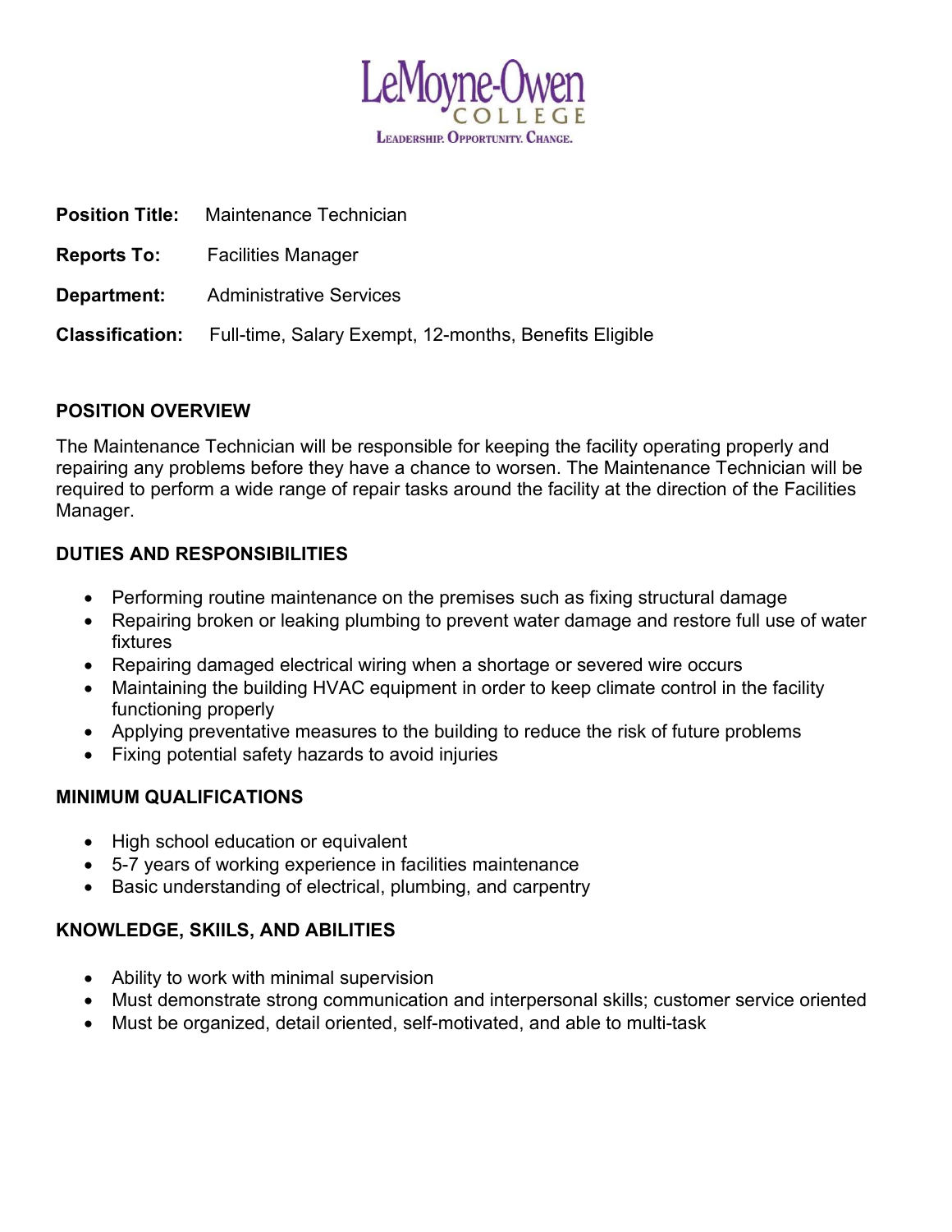LeMoyne-Owen
COLLEGE
LEADERSHIP. OPPORTUNITY. CHANGE.

**Position Title:** Maintenance Technician

**Reports To:** Facilities Manager

**Department:** Administrative Services

**Classification:** Full-time, Salary Exempt, 12-months, Benefits Eligible

## POSITION OVERVIEW

The Maintenance Technician will be responsible for keeping the facility operating properly and repairing any problems before they have a chance to worsen. The Maintenance Technician will be required to perform a wide range of repair tasks around the facility at the direction of the Facilities Manager.

## DUTIES AND RESPONSIBILITIES

- Performing routine maintenance on the premises such as fixing structural damage
- Repairing broken or leaking plumbing to prevent water damage and restore full use of water fixtures
- Repairing damaged electrical wiring when a shortage or severed wire occurs
- Maintaining the building HVAC equipment in order to keep climate control in the facility functioning properly
- Applying preventative measures to the building to reduce the risk of future problems
- Fixing potential safety hazards to avoid injuries

## MINIMUM QUALIFICATIONS

- High school education or equivalent
- 5-7 years of working experience in facilities maintenance
- Basic understanding of electrical, plumbing, and carpentry

## KNOWLEDGE, SKIILS, AND ABILITIES

- Ability to work with minimal supervision
- Must demonstrate strong communication and interpersonal skills; customer service oriented
- Must be organized, detail oriented, self-motivated, and able to multi-task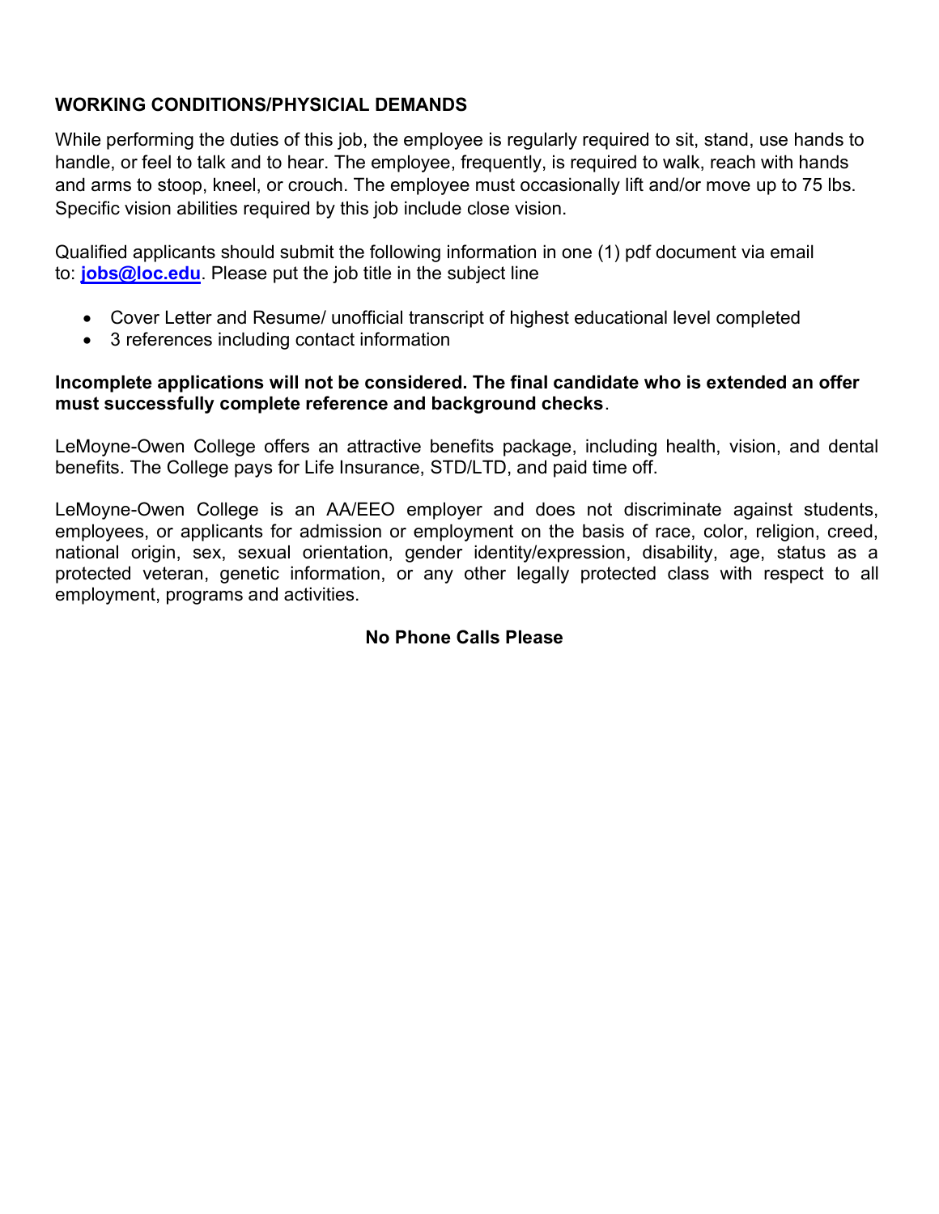## WORKING CONDITIONS/PHYSICIAL DEMANDS

While performing the duties of this job, the employee is regularly required to sit, stand, use hands to handle, or feel to talk and to hear. The employee, frequently, is required to walk, reach with hands and arms to stoop, kneel, or crouch. The employee must occasionally lift and/or move up to 75 lbs. Specific vision abilities required by this job include close vision.

Qualified applicants should submit the following information in one (1) pdf document via email to: **jobs@loc.edu**. Please put the job title in the subject line

- Cover Letter and Resume/ unofficial transcript of highest educational level completed
- 3 references including contact information

**Incomplete applications will not be considered. The final candidate who is extended an offer must successfully complete reference and background checks**.

LeMoyne-Owen College offers an attractive benefits package, including health, vision, and dental benefits. The College pays for Life Insurance, STD/LTD, and paid time off.

LeMoyne-Owen College is an AA/EEO employer and does not discriminate against students, employees, or applicants for admission or employment on the basis of race, color, religion, creed, national origin, sex, sexual orientation, gender identity/expression, disability, age, status as a protected veteran, genetic information, or any other legally protected class with respect to all employment, programs and activities.

**No Phone Calls Please**